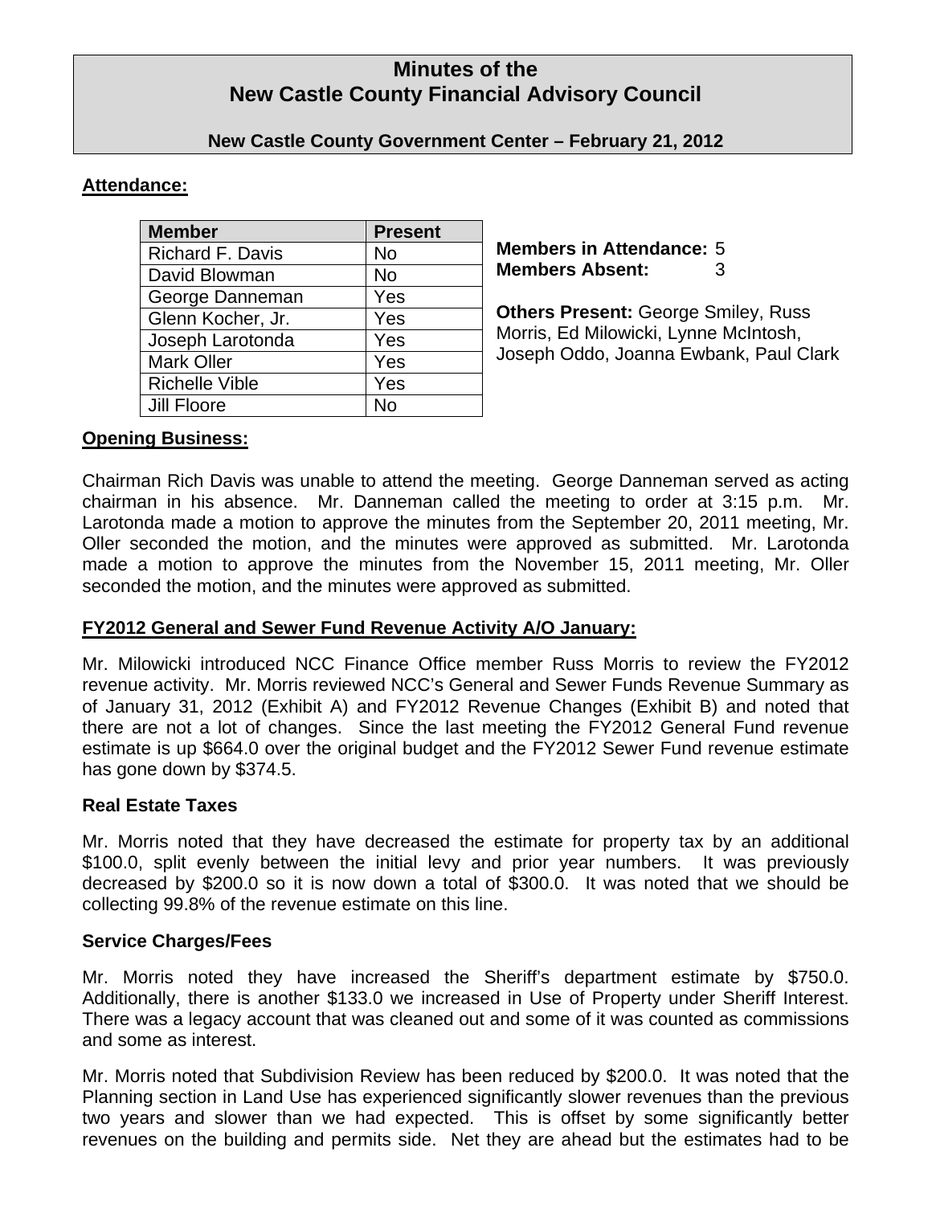# Minutes of the New Castle County Financial Advisory Council

**New Castle County Government Center – February 21, 2012**

## Attendance:

| Member | Present |
|---|---|
| Richard F. Davis | No |
| David Blowman | No |
| George Danneman | Yes |
| Glenn Kocher, Jr. | Yes |
| Joseph Larotonda | Yes |
| Mark Oller | Yes |
| Richelle Vible | Yes |
| Jill Floore | No |

**Members in Attendance:** 5
**Members Absent:** 3

**Others Present:** George Smiley, Russ Morris, Ed Milowicki, Lynne McIntosh, Joseph Oddo, Joanna Ewbank, Paul Clark

## Opening Business:

Chairman Rich Davis was unable to attend the meeting. George Danneman served as acting chairman in his absence. Mr. Danneman called the meeting to order at 3:15 p.m. Mr. Larotonda made a motion to approve the minutes from the September 20, 2011 meeting, Mr. Oller seconded the motion, and the minutes were approved as submitted. Mr. Larotonda made a motion to approve the minutes from the November 15, 2011 meeting, Mr. Oller seconded the motion, and the minutes were approved as submitted.

## FY2012 General and Sewer Fund Revenue Activity A/O January:

Mr. Milowicki introduced NCC Finance Office member Russ Morris to review the FY2012 revenue activity. Mr. Morris reviewed NCC's General and Sewer Funds Revenue Summary as of January 31, 2012 (Exhibit A) and FY2012 Revenue Changes (Exhibit B) and noted that there are not a lot of changes. Since the last meeting the FY2012 General Fund revenue estimate is up $664.0 over the original budget and the FY2012 Sewer Fund revenue estimate has gone down by $374.5.

### Real Estate Taxes

Mr. Morris noted that they have decreased the estimate for property tax by an additional $100.0, split evenly between the initial levy and prior year numbers. It was previously decreased by $200.0 so it is now down a total of $300.0. It was noted that we should be collecting 99.8% of the revenue estimate on this line.

### Service Charges/Fees

Mr. Morris noted they have increased the Sheriff's department estimate by $750.0. Additionally, there is another $133.0 we increased in Use of Property under Sheriff Interest. There was a legacy account that was cleaned out and some of it was counted as commissions and some as interest.

Mr. Morris noted that Subdivision Review has been reduced by $200.0. It was noted that the Planning section in Land Use has experienced significantly slower revenues than the previous two years and slower than we had expected. This is offset by some significantly better revenues on the building and permits side. Net they are ahead but the estimates had to be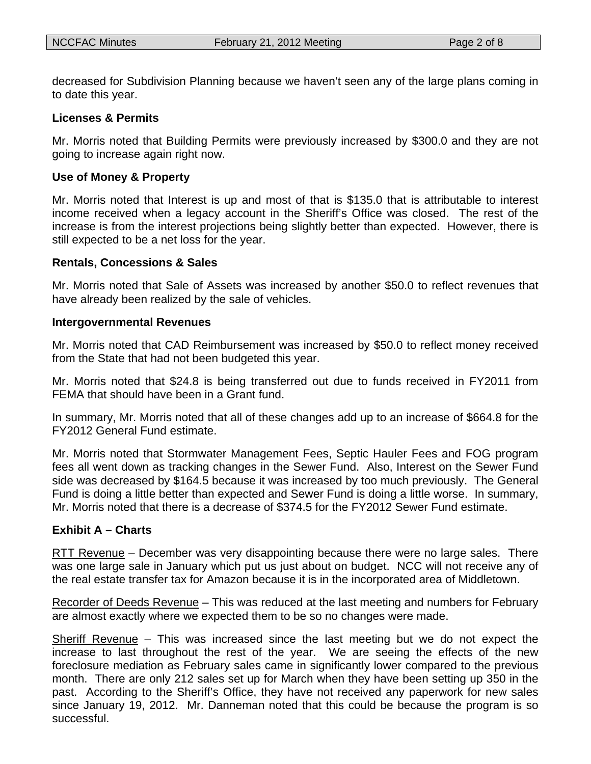decreased for Subdivision Planning because we haven't seen any of the large plans coming in to date this year.

**Licenses & Permits**

Mr. Morris noted that Building Permits were previously increased by $300.0 and they are not going to increase again right now.

**Use of Money & Property**

Mr. Morris noted that Interest is up and most of that is $135.0 that is attributable to interest income received when a legacy account in the Sheriff's Office was closed. The rest of the increase is from the interest projections being slightly better than expected. However, there is still expected to be a net loss for the year.

**Rentals, Concessions & Sales**

Mr. Morris noted that Sale of Assets was increased by another $50.0 to reflect revenues that have already been realized by the sale of vehicles.

**Intergovernmental Revenues**

Mr. Morris noted that CAD Reimbursement was increased by $50.0 to reflect money received from the State that had not been budgeted this year.

Mr. Morris noted that $24.8 is being transferred out due to funds received in FY2011 from FEMA that should have been in a Grant fund.

In summary, Mr. Morris noted that all of these changes add up to an increase of $664.8 for the FY2012 General Fund estimate.

Mr. Morris noted that Stormwater Management Fees, Septic Hauler Fees and FOG program fees all went down as tracking changes in the Sewer Fund. Also, Interest on the Sewer Fund side was decreased by $164.5 because it was increased by too much previously. The General Fund is doing a little better than expected and Sewer Fund is doing a little worse. In summary, Mr. Morris noted that there is a decrease of $374.5 for the FY2012 Sewer Fund estimate.

**Exhibit A – Charts**

RTT Revenue – December was very disappointing because there were no large sales. There was one large sale in January which put us just about on budget. NCC will not receive any of the real estate transfer tax for Amazon because it is in the incorporated area of Middletown.

Recorder of Deeds Revenue – This was reduced at the last meeting and numbers for February are almost exactly where we expected them to be so no changes were made.

Sheriff Revenue – This was increased since the last meeting but we do not expect the increase to last throughout the rest of the year. We are seeing the effects of the new foreclosure mediation as February sales came in significantly lower compared to the previous month. There are only 212 sales set up for March when they have been setting up 350 in the past. According to the Sheriff's Office, they have not received any paperwork for new sales since January 19, 2012. Mr. Danneman noted that this could be because the program is so successful.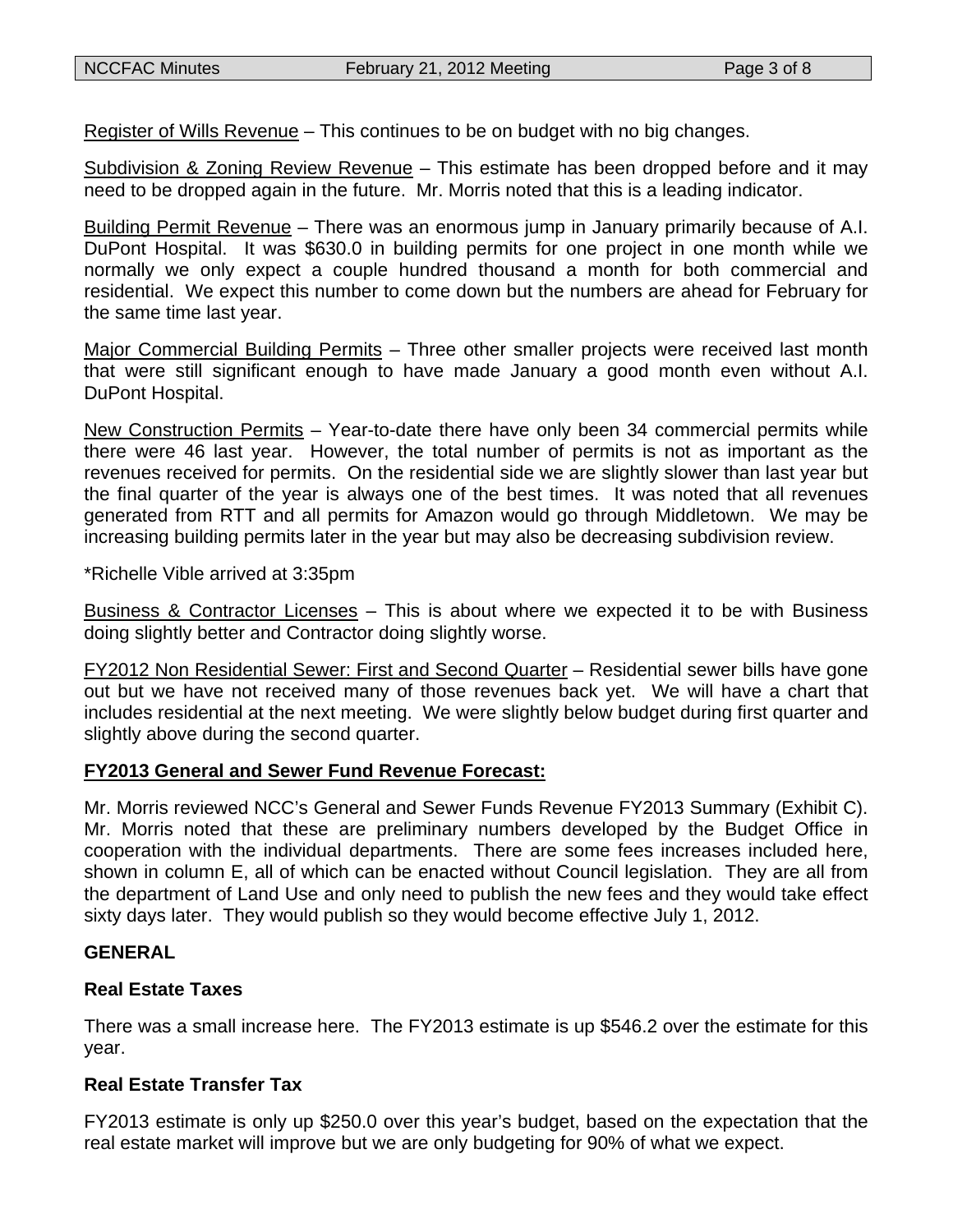Register of Wills Revenue – This continues to be on budget with no big changes.

Subdivision & Zoning Review Revenue – This estimate has been dropped before and it may need to be dropped again in the future. Mr. Morris noted that this is a leading indicator.

Building Permit Revenue – There was an enormous jump in January primarily because of A.I. DuPont Hospital. It was $630.0 in building permits for one project in one month while we normally we only expect a couple hundred thousand a month for both commercial and residential. We expect this number to come down but the numbers are ahead for February for the same time last year.

Major Commercial Building Permits – Three other smaller projects were received last month that were still significant enough to have made January a good month even without A.I. DuPont Hospital.

New Construction Permits – Year-to-date there have only been 34 commercial permits while there were 46 last year. However, the total number of permits is not as important as the revenues received for permits. On the residential side we are slightly slower than last year but the final quarter of the year is always one of the best times. It was noted that all revenues generated from RTT and all permits for Amazon would go through Middletown. We may be increasing building permits later in the year but may also be decreasing subdivision review.

*Richelle Vible arrived at 3:35pm

Business & Contractor Licenses – This is about where we expected it to be with Business doing slightly better and Contractor doing slightly worse.

FY2012 Non Residential Sewer: First and Second Quarter – Residential sewer bills have gone out but we have not received many of those revenues back yet. We will have a chart that includes residential at the next meeting. We were slightly below budget during first quarter and slightly above during the second quarter.

**FY2013 General and Sewer Fund Revenue Forecast:**

Mr. Morris reviewed NCC's General and Sewer Funds Revenue FY2013 Summary (Exhibit C). Mr. Morris noted that these are preliminary numbers developed by the Budget Office in cooperation with the individual departments. There are some fees increases included here, shown in column E, all of which can be enacted without Council legislation. They are all from the department of Land Use and only need to publish the new fees and they would take effect sixty days later. They would publish so they would become effective July 1, 2012.

**GENERAL**

**Real Estate Taxes**

There was a small increase here. The FY2013 estimate is up $546.2 over the estimate for this year.

**Real Estate Transfer Tax**

FY2013 estimate is only up $250.0 over this year's budget, based on the expectation that the real estate market will improve but we are only budgeting for 90% of what we expect.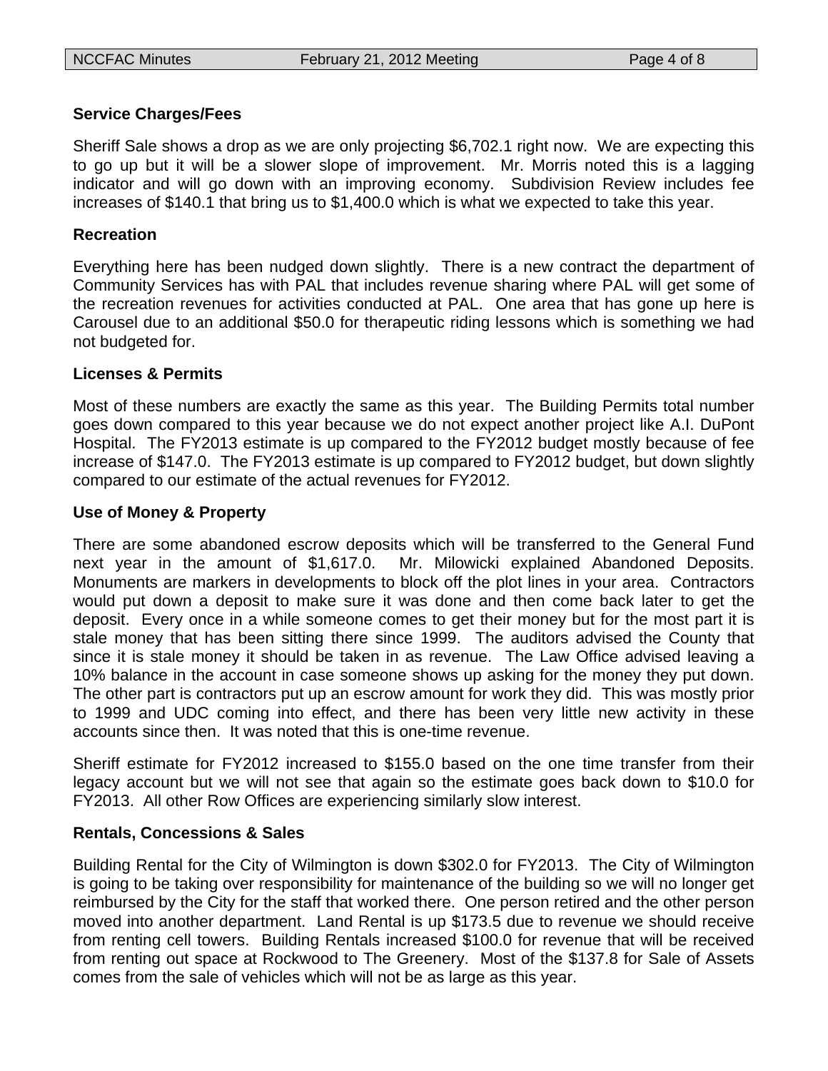**Service Charges/Fees**

Sheriff Sale shows a drop as we are only projecting $6,702.1 right now. We are expecting this to go up but it will be a slower slope of improvement. Mr. Morris noted this is a lagging indicator and will go down with an improving economy. Subdivision Review includes fee increases of $140.1 that bring us to $1,400.0 which is what we expected to take this year.

**Recreation**

Everything here has been nudged down slightly. There is a new contract the department of Community Services has with PAL that includes revenue sharing where PAL will get some of the recreation revenues for activities conducted at PAL. One area that has gone up here is Carousel due to an additional $50.0 for therapeutic riding lessons which is something we had not budgeted for.

**Licenses & Permits**

Most of these numbers are exactly the same as this year. The Building Permits total number goes down compared to this year because we do not expect another project like A.I. DuPont Hospital. The FY2013 estimate is up compared to the FY2012 budget mostly because of fee increase of $147.0. The FY2013 estimate is up compared to FY2012 budget, but down slightly compared to our estimate of the actual revenues for FY2012.

**Use of Money & Property**

There are some abandoned escrow deposits which will be transferred to the General Fund next year in the amount of $1,617.0. Mr. Milowicki explained Abandoned Deposits. Monuments are markers in developments to block off the plot lines in your area. Contractors would put down a deposit to make sure it was done and then come back later to get the deposit. Every once in a while someone comes to get their money but for the most part it is stale money that has been sitting there since 1999. The auditors advised the County that since it is stale money it should be taken in as revenue. The Law Office advised leaving a 10% balance in the account in case someone shows up asking for the money they put down. The other part is contractors put up an escrow amount for work they did. This was mostly prior to 1999 and UDC coming into effect, and there has been very little new activity in these accounts since then. It was noted that this is one-time revenue.

Sheriff estimate for FY2012 increased to $155.0 based on the one time transfer from their legacy account but we will not see that again so the estimate goes back down to $10.0 for FY2013. All other Row Offices are experiencing similarly slow interest.

**Rentals, Concessions & Sales**

Building Rental for the City of Wilmington is down $302.0 for FY2013. The City of Wilmington is going to be taking over responsibility for maintenance of the building so we will no longer get reimbursed by the City for the staff that worked there. One person retired and the other person moved into another department. Land Rental is up $173.5 due to revenue we should receive from renting cell towers. Building Rentals increased $100.0 for revenue that will be received from renting out space at Rockwood to The Greenery. Most of the $137.8 for Sale of Assets comes from the sale of vehicles which will not be as large as this year.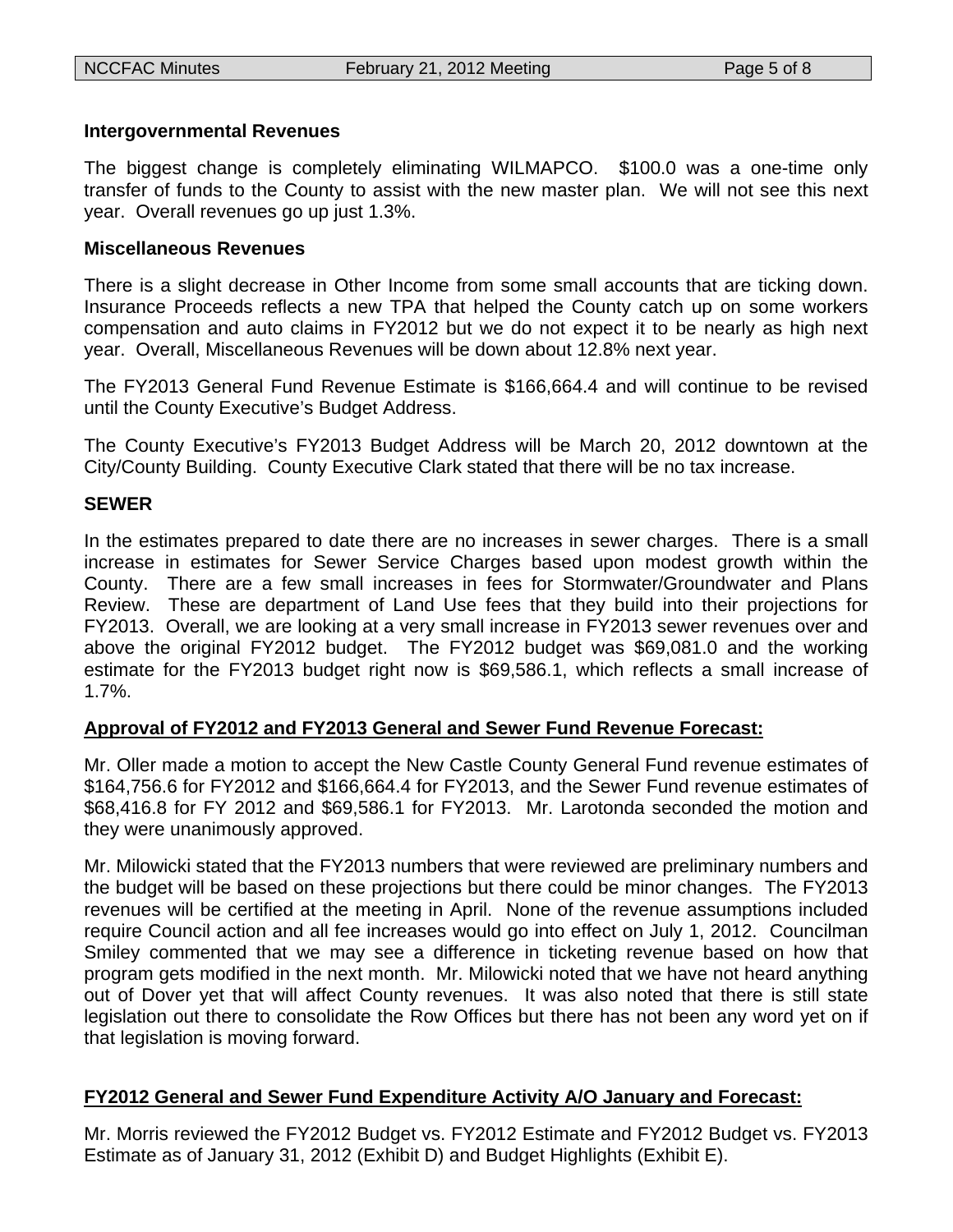**Intergovernmental Revenues**

The biggest change is completely eliminating WILMAPCO. $100.0 was a one-time only transfer of funds to the County to assist with the new master plan. We will not see this next year. Overall revenues go up just 1.3%.

**Miscellaneous Revenues**

There is a slight decrease in Other Income from some small accounts that are ticking down. Insurance Proceeds reflects a new TPA that helped the County catch up on some workers compensation and auto claims in FY2012 but we do not expect it to be nearly as high next year. Overall, Miscellaneous Revenues will be down about 12.8% next year.

The FY2013 General Fund Revenue Estimate is $166,664.4 and will continue to be revised until the County Executive's Budget Address.

The County Executive's FY2013 Budget Address will be March 20, 2012 downtown at the City/County Building. County Executive Clark stated that there will be no tax increase.

**SEWER**

In the estimates prepared to date there are no increases in sewer charges. There is a small increase in estimates for Sewer Service Charges based upon modest growth within the County. There are a few small increases in fees for Stormwater/Groundwater and Plans Review. These are department of Land Use fees that they build into their projections for FY2013. Overall, we are looking at a very small increase in FY2013 sewer revenues over and above the original FY2012 budget. The FY2012 budget was 69,081.0 and the working estimate for the FY2013 budget right now is $69,586.1, which reflects a small increase of 1.7%.

**Approval of FY2012 and FY2013 General and Sewer Fund Revenue Forecast:**

Mr. Oller made a motion to accept the New Castle County General Fund revenue estimates of $164,756.6 for FY2012 and $166,664.4 for FY2013, and the Sewer Fund revenue estimates of $68,416.8 for FY 2012 and $69,586.1 for FY2013. Mr. Larotonda seconded the motion and they were unanimously approved.

Mr. Milowicki stated that the FY2013 numbers that were reviewed are preliminary numbers and the budget will be based on these projections but there could be minor changes. The FY2013 revenues will be certified at the meeting in April. None of the revenue assumptions included require Council action and all fee increases would go into effect on July 1, 2012. Councilman Smiley commented that we may see a difference in ticketing revenue based on how that program gets modified in the next month. Mr. Milowicki noted that we have not heard anything out of Dover yet that will affect County revenues. It was also noted that there is still state legislation out there to consolidate the Row Offices but there has not been any word yet on if that legislation is moving forward.

**FY2012 General and Sewer Fund Expenditure Activity A/O January and Forecast:**

Mr. Morris reviewed the FY2012 Budget vs. FY2012 Estimate and FY2012 Budget vs. FY2013 Estimate as of January 31, 2012 (Exhibit D) and Budget Highlights (Exhibit E).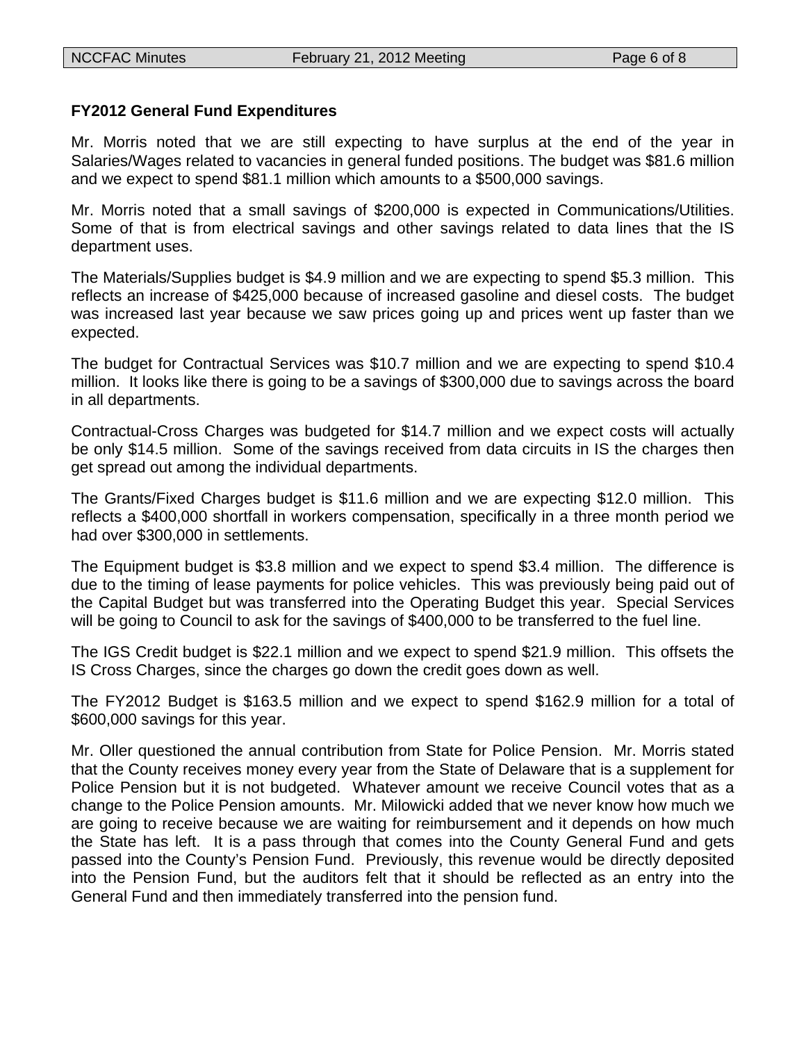**FY2012 General Fund Expenditures**

Mr. Morris noted that we are still expecting to have surplus at the end of the year in Salaries/Wages related to vacancies in general funded positions. The budget was $81.6 million and we expect to spend $81.1 million which amounts to a $500,000 savings.

Mr. Morris noted that a small savings of $200,000 is expected in Communications/Utilities. Some of that is from electrical savings and other savings related to data lines that the IS department uses.

The Materials/Supplies budget is $4.9 million and we are expecting to spend $5.3 million. This reflects an increase of $425,000 because of increased gasoline and diesel costs. The budget was increased last year because we saw prices going up and prices went up faster than we expected.

The budget for Contractual Services was $10.7 million and we are expecting to spend $10.4 million. It looks like there is going to be a savings of $300,000 due to savings across the board in all departments.

Contractual-Cross Charges was budgeted for $14.7 million and we expect costs will actually be only $14.5 million. Some of the savings received from data circuits in IS the charges then get spread out among the individual departments.

The Grants/Fixed Charges budget is $11.6 million and we are expecting $12.0 million. This reflects a $400,000 shortfall in workers compensation, specifically in a three month period we had over $300,000 in settlements.

The Equipment budget is $3.8 million and we expect to spend $3.4 million. The difference is due to the timing of lease payments for police vehicles. This was previously being paid out of the Capital Budget but was transferred into the Operating Budget this year. Special Services will be going to Council to ask for the savings of $400,000 to be transferred to the fuel line.

The IGS Credit budget is $22.1 million and we expect to spend $21.9 million. This offsets the IS Cross Charges, since the charges go down the credit goes down as well.

The FY2012 Budget is $163.5 million and we expect to spend $162.9 million for a total of $600,000 savings for this year.

Mr. Oller questioned the annual contribution from State for Police Pension. Mr. Morris stated that the County receives money every year from the State of Delaware that is a supplement for Police Pension but it is not budgeted. Whatever amount we receive Council votes that as a change to the Police Pension amounts. Mr. Milowicki added that we never know how much we are going to receive because we are waiting for reimbursement and it depends on how much the State has left. It is a pass through that comes into the County General Fund and gets passed into the County's Pension Fund. Previously, this revenue would be directly deposited into the Pension Fund, but the auditors felt that it should be reflected as an entry into the General Fund and then immediately transferred into the pension fund.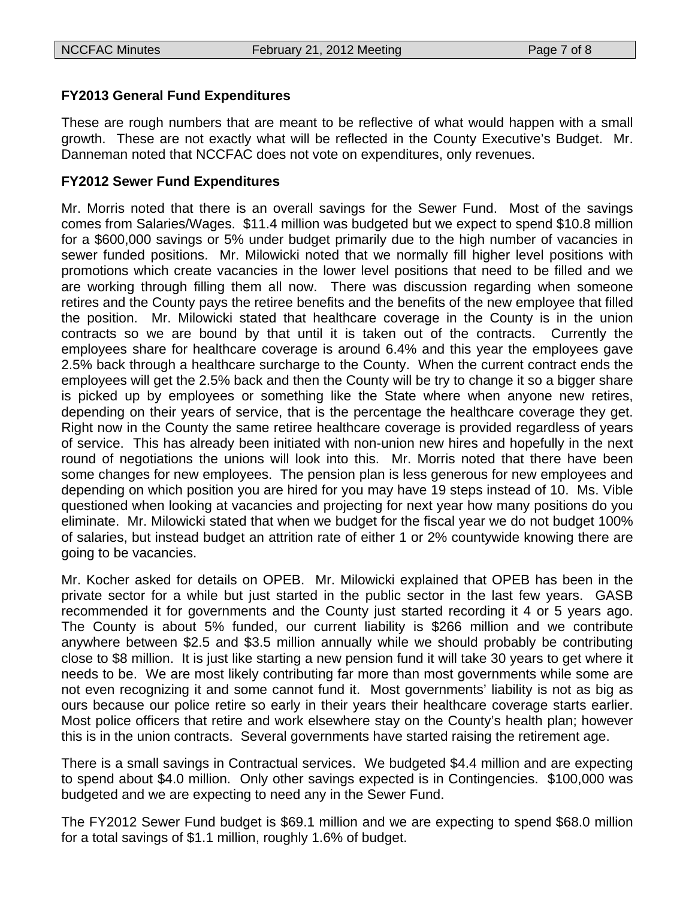**FY2013 General Fund Expenditures**

These are rough numbers that are meant to be reflective of what would happen with a small growth. These are not exactly what will be reflected in the County Executive's Budget. Mr. Danneman noted that NCCFAC does not vote on expenditures, only revenues.

**FY2012 Sewer Fund Expenditures**

Mr. Morris noted that there is an overall savings for the Sewer Fund. Most of the savings comes from Salaries/Wages. $11.4 million was budgeted but we expect to spend $10.8 million for a $600,000 savings or 5% under budget primarily due to the high number of vacancies in sewer funded positions. Mr. Milowicki noted that we normally fill higher level positions with promotions which create vacancies in the lower level positions that need to be filled and we are working through filling them all now. There was discussion regarding when someone retires and the County pays the retiree benefits and the benefits of the new employee that filled the position. Mr. Milowicki stated that healthcare coverage in the County is in the union contracts so we are bound by that until it is taken out of the contracts. Currently the employees share for healthcare coverage is around 6.4% and this year the employees gave 2.5% back through a healthcare surcharge to the County. When the current contract ends the employees will get the 2.5% back and then the County will be try to change it so a bigger share is picked up by employees or something like the State where when anyone new retires, depending on their years of service, that is the percentage the healthcare coverage they get. Right now in the County the same retiree healthcare coverage is provided regardless of years of service. This has already been initiated with non-union new hires and hopefully in the next round of negotiations the unions will look into this. Mr. Morris noted that there have been some changes for new employees. The pension plan is less generous for new employees and depending on which position you are hired for you may have 19 steps instead of 10. Ms. Vible questioned when looking at vacancies and projecting for next year how many positions do you eliminate. Mr. Milowicki stated that when we budget for the fiscal year we do not budget 100% of salaries, but instead budget an attrition rate of either 1 or 2% countywide knowing there are going to be vacancies.

Mr. Kocher asked for details on OPEB. Mr. Milowicki explained that OPEB has been in the private sector for a while but just started in the public sector in the last few years. GASB recommended it for governments and the County just started recording it 4 or 5 years ago. The County is about 5% funded, our current liability is $266 million and we contribute anywhere between $2.5 and $3.5 million annually while we should probably be contributing close to $8 million. It is just like starting a new pension fund it will take 30 years to get where it needs to be. We are most likely contributing far more than most governments while some are not even recognizing it and some cannot fund it. Most governments' liability is not as big as ours because our police retire so early in their years their healthcare coverage starts earlier. Most police officers that retire and work elsewhere stay on the County's health plan; however this is in the union contracts. Several governments have started raising the retirement age.

There is a small savings in Contractual services. We budgeted $4.4 million and are expecting to spend about $4.0 million. Only other savings expected is in Contingencies. $100,000 was budgeted and we are expecting to need any in the Sewer Fund.

The FY2012 Sewer Fund budget is $69.1 million and we are expecting to spend $68.0 million for a total savings of $1.1 million, roughly 1.6% of budget.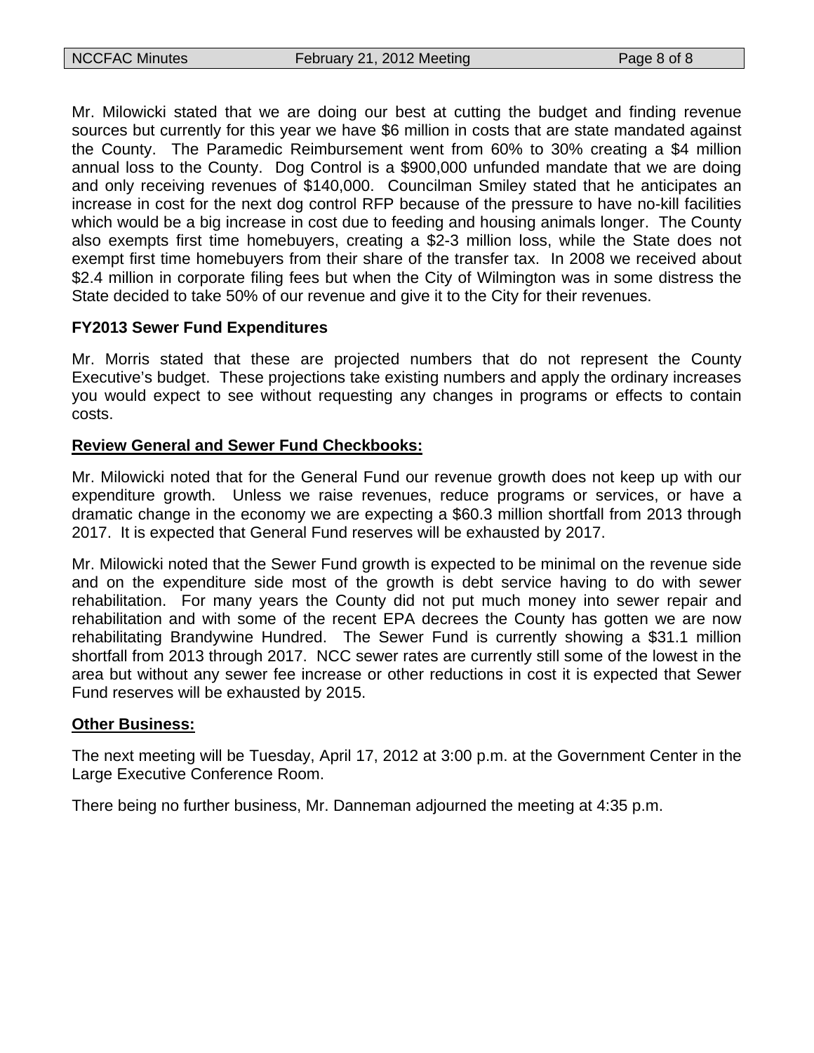Mr. Milowicki stated that we are doing our best at cutting the budget and finding revenue sources but currently for this year we have $6 million in costs that are state mandated against the County. The Paramedic Reimbursement went from 60% to 30% creating a $4 million annual loss to the County. Dog Control is a $900,000 unfunded mandate that we are doing and only receiving revenues of $140,000. Councilman Smiley stated that he anticipates an increase in cost for the next dog control RFP because of the pressure to have no-kill facilities which would be a big increase in cost due to feeding and housing animals longer. The County also exempts first time homebuyers, creating a $2-3 million loss, while the State does not exempt first time homebuyers from their share of the transfer tax. In 2008 we received about $2.4 million in corporate filing fees but when the City of Wilmington was in some distress the State decided to take 50% of our revenue and give it to the City for their revenues.

**FY2013 Sewer Fund Expenditures**

Mr. Morris stated that these are projected numbers that do not represent the County Executive's budget. These projections take existing numbers and apply the ordinary increases you would expect to see without requesting any changes in programs or effects to contain costs.

**Review General and Sewer Fund Checkbooks:**

Mr. Milowicki noted that for the General Fund our revenue growth does not keep up with our expenditure growth. Unless we raise revenues, reduce programs or services, or have a dramatic change in the economy we are expecting a $60.3 million shortfall from 2013 through 2017. It is expected that General Fund reserves will be exhausted by 2017.

Mr. Milowicki noted that the Sewer Fund growth is expected to be minimal on the revenue side and on the expenditure side most of the growth is debt service having to do with sewer rehabilitation. For many years the County did not put much money into sewer repair and rehabilitation and with some of the recent EPA decrees the County has gotten we are now rehabilitating Brandywine Hundred. The Sewer Fund is currently showing a $31.1 million shortfall from 2013 through 2017. NCC sewer rates are currently still some of the lowest in the area but without any sewer fee increase or other reductions in cost it is expected that Sewer Fund reserves will be exhausted by 2015.

**Other Business:**

The next meeting will be Tuesday, April 17, 2012 at 3:00 p.m. at the Government Center in the Large Executive Conference Room.

There being no further business, Mr. Danneman adjourned the meeting at 4:35 p.m.